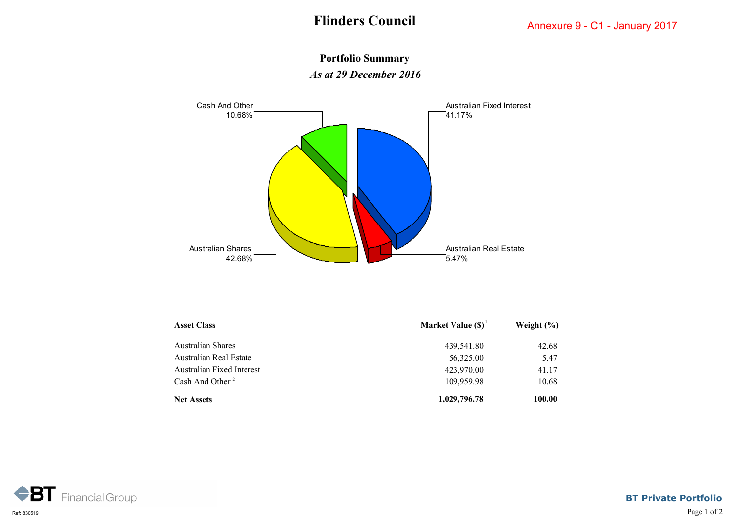# Flinders Council

Annexure 9 - C1 - January 2017

## Portfolio Summary

*As at 29 December 2016*

Cash And Other 10.68%

Australian Fixed Interest 41.17%

Australian Shares 42.68%

Australian Real Estate 5.47%

| Asset Class | Market Value ($)[1] | Weight (%) |
|---|---|---|
| Australian Shares | 439,541.80 | 42.68 |
| Australian Real Estate | 56,325.00 | 5.47 |
| Australian Fixed Interest | 423,970.00 | 41.17 |
| Cash And Other[2] | 109,959.98 | 10.68 |
| **Net Assets** | **1,029,796.78** | **100.00** |

BT Financial Group

Ref: 830519

**BT Private Portfolio**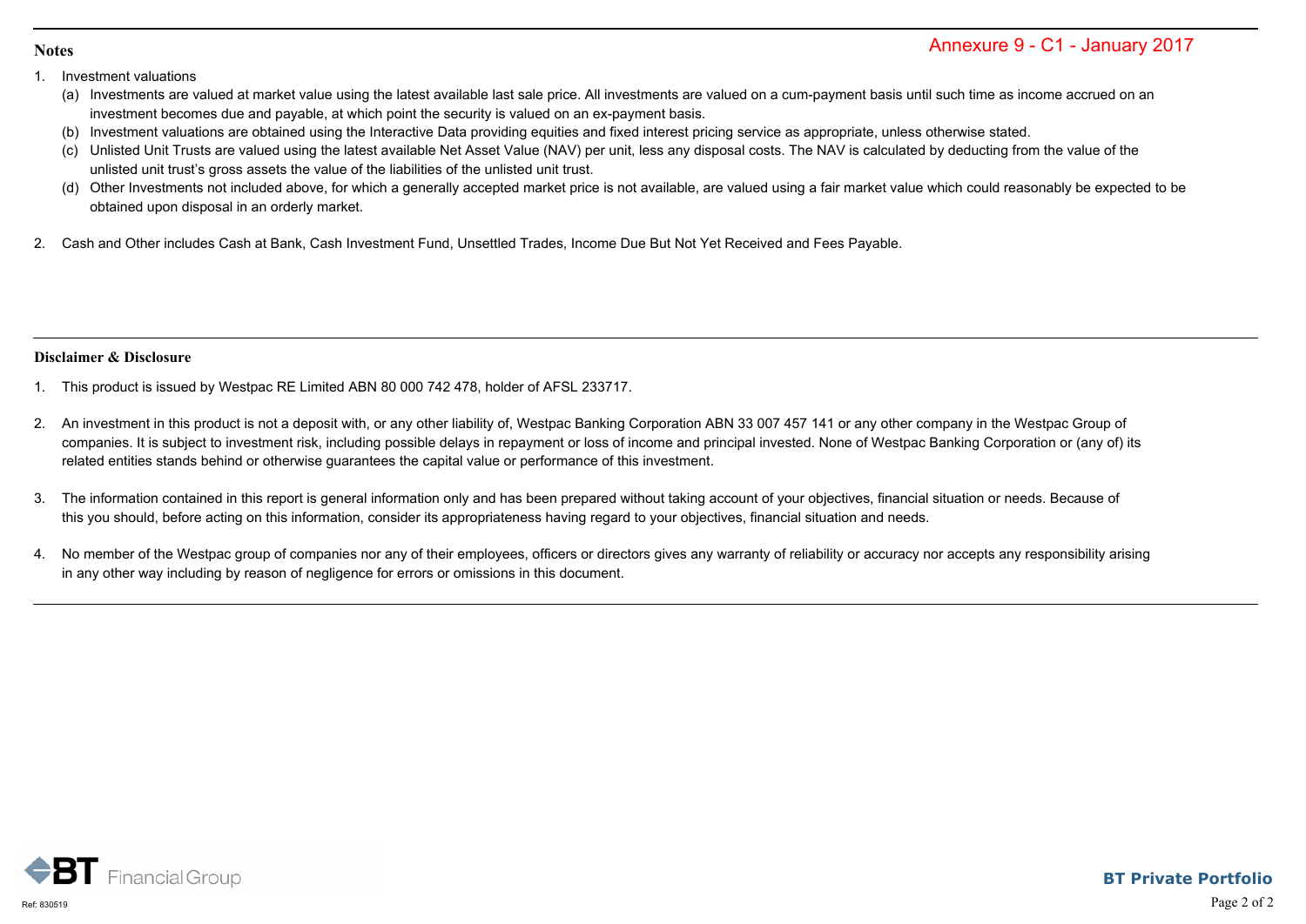Annexure 9 - C1 - January 2017

## Notes

1. Investment valuations
   (a) Investments are valued at market value using the latest available last sale price. All investments are valued on a cum-payment basis until such time as income accrued on an investment becomes due and payable, at which point the security is valued on an ex-payment basis.
   (b) Investment valuations are obtained using the Interactive Data providing equities and fixed interest pricing service as appropriate, unless otherwise stated.
   (c) Unlisted Unit Trusts are valued using the latest available Net Asset Value (NAV) per unit, less any disposal costs. The NAV is calculated by deducting from the value of the unlisted unit trust's gross assets the value of the liabilities of the unlisted unit trust.
   (d) Other Investments not included above, for which a generally accepted market price is not available, are valued using a fair market value which could reasonably be expected to be obtained upon disposal in an orderly market.

2. Cash and Other includes Cash at Bank, Cash Investment Fund, Unsettled Trades, Income Due But Not Yet Received and Fees Payable.

## Disclaimer & Disclosure

1. This product is issued by Westpac RE Limited ABN 80 000 742 478, holder of AFSL 233717.

2. An investment in this product is not a deposit with, or any other liability of, Westpac Banking Corporation ABN 33 007 457 141 or any other company in the Westpac Group of companies. It is subject to investment risk, including possible delays in repayment or loss of income and principal invested. None of Westpac Banking Corporation or (any of) its related entities stands behind or otherwise guarantees the capital value or performance of this investment.

3. The information contained in this report is general information only and has been prepared without taking account of your objectives, financial situation or needs. Because of this you should, before acting on this information, consider its appropriateness having regard to your objectives, financial situation and needs.

4. No member of the Westpac group of companies nor any of their employees, officers or directors gives any warranty of reliability or accuracy nor accepts any responsibility arising in any other way including by reason of negligence for errors or omissions in this document.

BT Financial Group

Ref: 830519

BT Private Portfolio